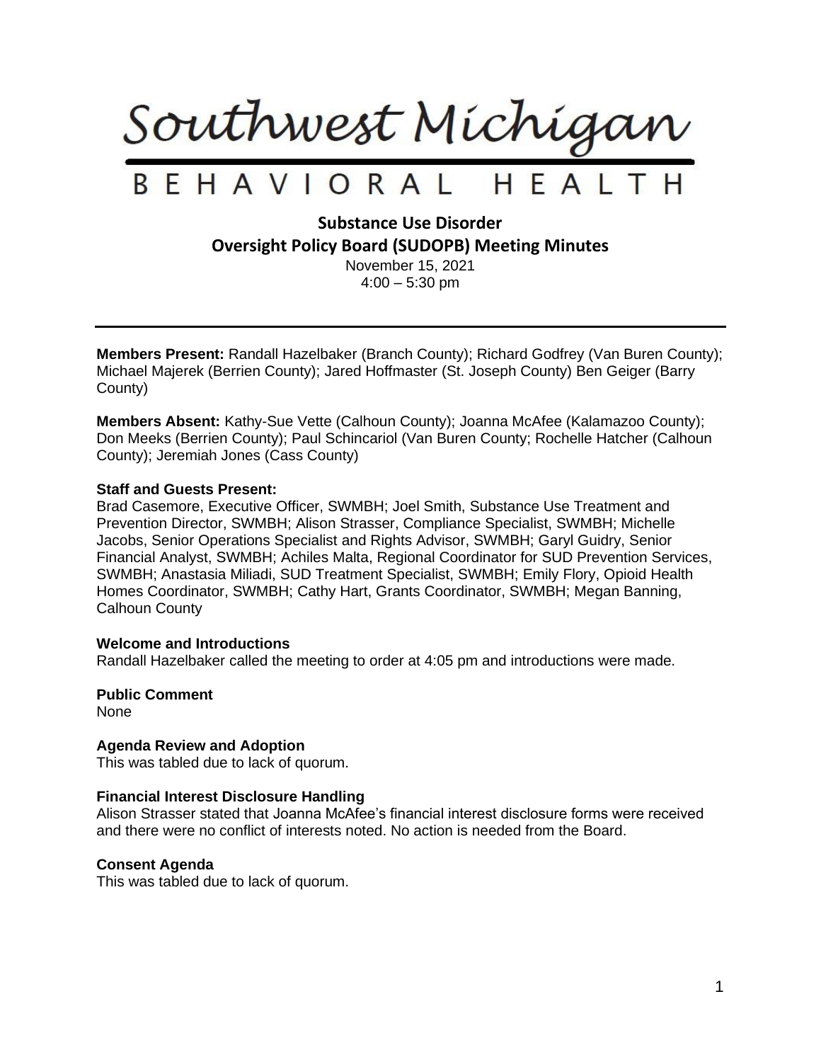# Southwest Michigan

# BEHAVIORAL HEALTH

## Substance Use Disorder
## Oversight Policy Board (SUDOPB) Meeting Minutes

November 15, 2021
4:00 – 5:30 pm

---

**Members Present:** Randall Hazelbaker (Branch County); Richard Godfrey (Van Buren County); Michael Majerek (Berrien County); Jared Hoffmaster (St. Joseph County) Ben Geiger (Barry County)

**Members Absent:** Kathy-Sue Vette (Calhoun County); Joanna McAfee (Kalamazoo County); Don Meeks (Berrien County); Paul Schincariol (Van Buren County; Rochelle Hatcher (Calhoun County); Jeremiah Jones (Cass County)

**Staff and Guests Present:**
Brad Casemore, Executive Officer, SWMBH; Joel Smith, Substance Use Treatment and Prevention Director, SWMBH; Alison Strasser, Compliance Specialist, SWMBH; Michelle Jacobs, Senior Operations Specialist and Rights Advisor, SWMBH; Garyl Guidry, Senior Financial Analyst, SWMBH; Achiles Malta, Regional Coordinator for SUD Prevention Services, SWMBH; Anastasia Miliadi, SUD Treatment Specialist, SWMBH; Emily Flory, Opioid Health Homes Coordinator, SWMBH; Cathy Hart, Grants Coordinator, SWMBH; Megan Banning, Calhoun County

**Welcome and Introductions**
Randall Hazelbaker called the meeting to order at 4:05 pm and introductions were made.

**Public Comment**
None

**Agenda Review and Adoption**
This was tabled due to lack of quorum.

**Financial Interest Disclosure Handling**
Alison Strasser stated that Joanna McAfee's financial interest disclosure forms were received and there were no conflict of interests noted. No action is needed from the Board.

**Consent Agenda**
This was tabled due to lack of quorum.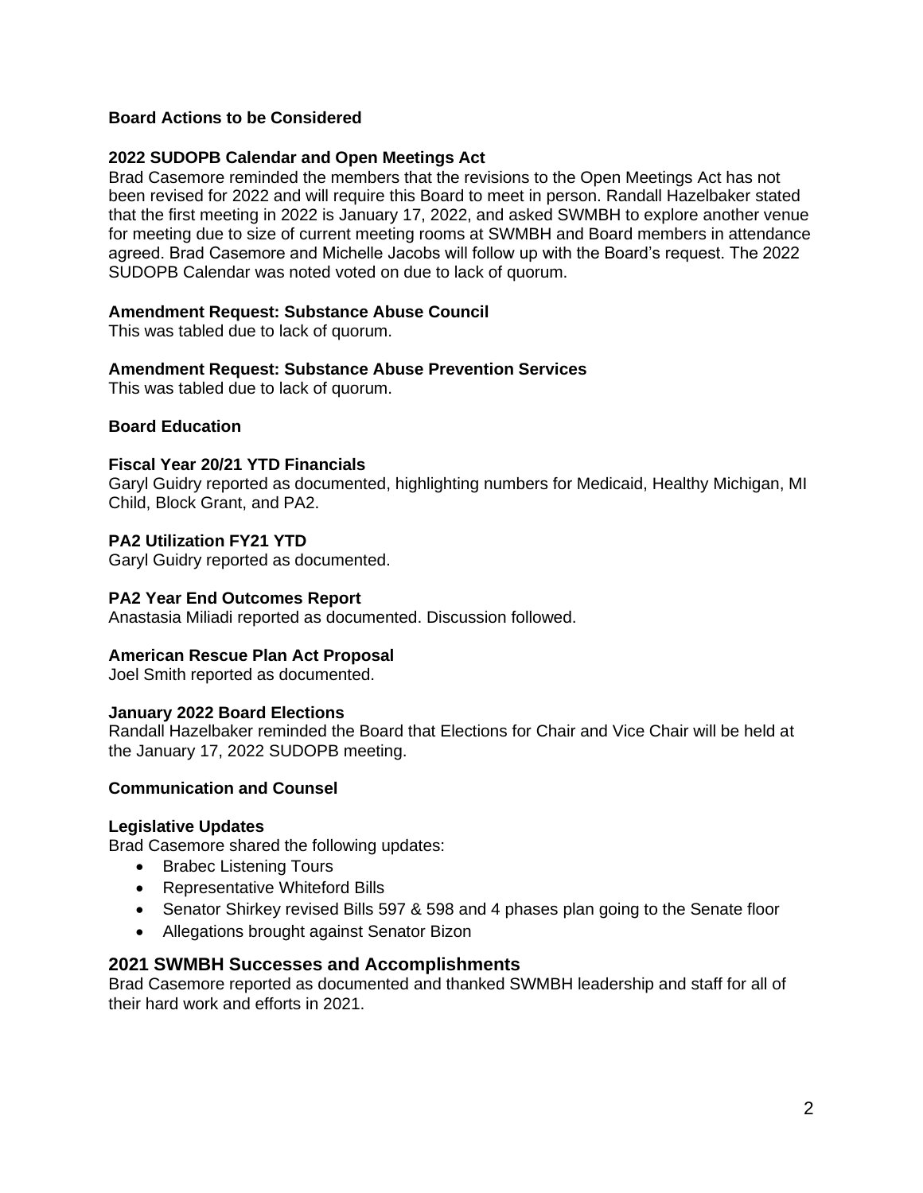**Board Actions to be Considered**

**2022 SUDOPB Calendar and Open Meetings Act**

Brad Casemore reminded the members that the revisions to the Open Meetings Act has not been revised for 2022 and will require this Board to meet in person. Randall Hazelbaker stated that the first meeting in 2022 is January 17, 2022, and asked SWMBH to explore another venue for meeting due to size of current meeting rooms at SWMBH and Board members in attendance agreed. Brad Casemore and Michelle Jacobs will follow up with the Board's request. The 2022 SUDOPB Calendar was noted voted on due to lack of quorum.

**Amendment Request: Substance Abuse Council**

This was tabled due to lack of quorum.

**Amendment Request: Substance Abuse Prevention Services**

This was tabled due to lack of quorum.

**Board Education**

**Fiscal Year 20/21 YTD Financials**

Garyl Guidry reported as documented, highlighting numbers for Medicaid, Healthy Michigan, MI Child, Block Grant, and PA2.

**PA2 Utilization FY21 YTD**

Garyl Guidry reported as documented.

**PA2 Year End Outcomes Report**

Anastasia Miliadi reported as documented. Discussion followed.

**American Rescue Plan Act Proposal**

Joel Smith reported as documented.

**January 2022 Board Elections**

Randall Hazelbaker reminded the Board that Elections for Chair and Vice Chair will be held at the January 17, 2022 SUDOPB meeting.

**Communication and Counsel**

**Legislative Updates**

Brad Casemore shared the following updates:

- Brabec Listening Tours
- Representative Whiteford Bills
- Senator Shirkey revised Bills 597 & 598 and 4 phases plan going to the Senate floor
- Allegations brought against Senator Bizon

## 2021 SWMBH Successes and Accomplishments

Brad Casemore reported as documented and thanked SWMBH leadership and staff for all of their hard work and efforts in 2021.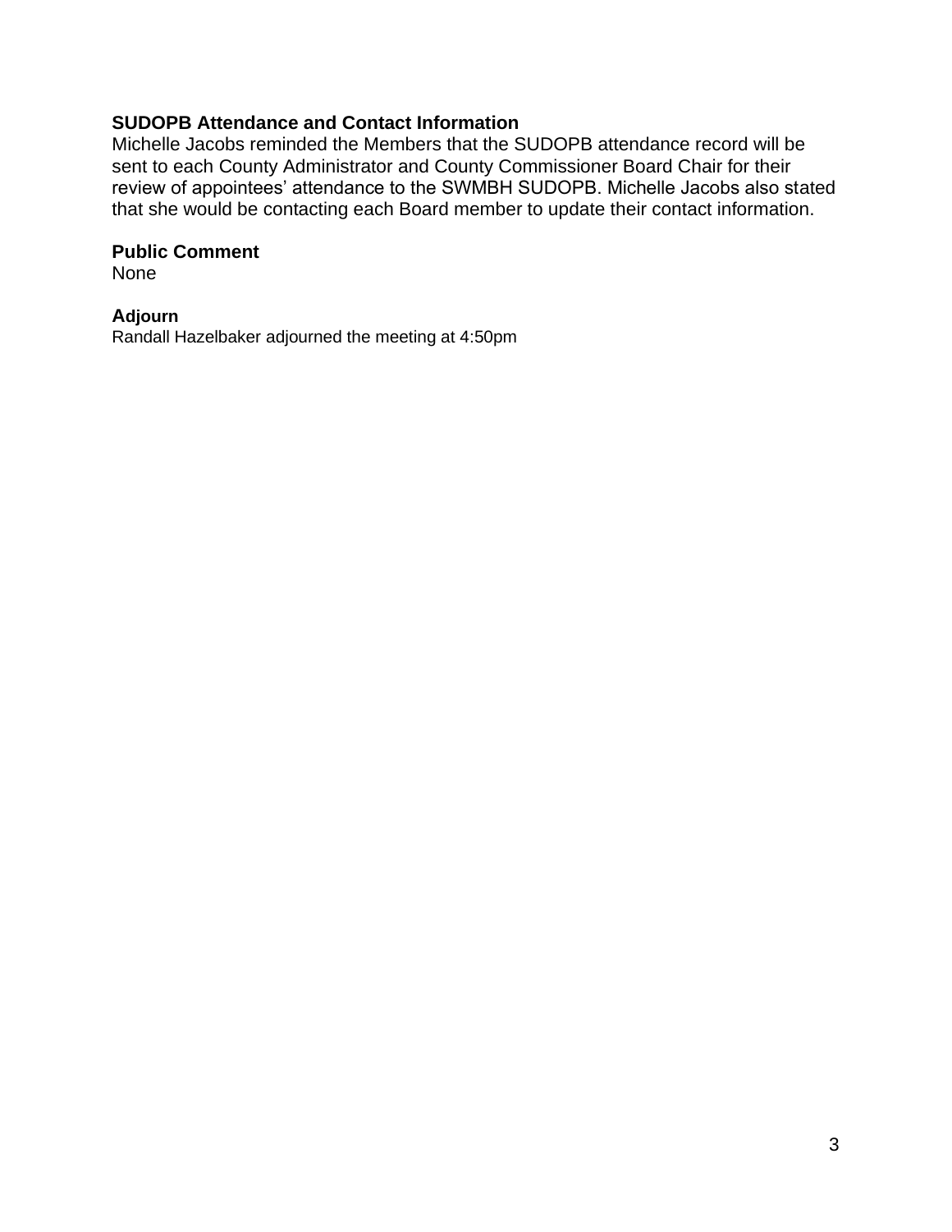**SUDOPB Attendance and Contact Information**
Michelle Jacobs reminded the Members that the SUDOPB attendance record will be sent to each County Administrator and County Commissioner Board Chair for their review of appointees' attendance to the SWMBH SUDOPB. Michelle Jacobs also stated that she would be contacting each Board member to update their contact information.

**Public Comment**
None

**Adjourn**
Randall Hazelbaker adjourned the meeting at 4:50pm